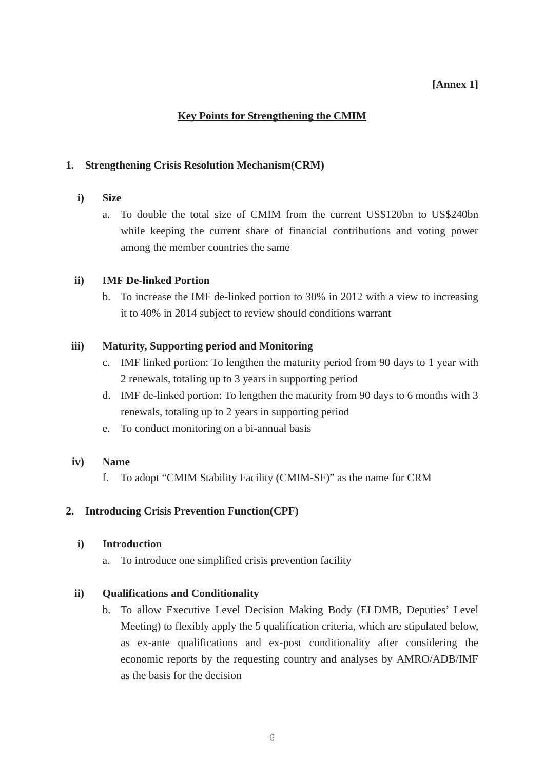**[Annex 1]**

## Key Points for Strengthening the CMIM

### 1. Strengthening Crisis Resolution Mechanism(CRM)

**i) Size**

a. To double the total size of CMIM from the current US$120bn to US$240bn while keeping the current share of financial contributions and voting power among the member countries the same

**ii) IMF De-linked Portion**

b. To increase the IMF de-linked portion to 30% in 2012 with a view to increasing it to 40% in 2014 subject to review should conditions warrant

**iii) Maturity, Supporting period and Monitoring**

c. IMF linked portion: To lengthen the maturity period from 90 days to 1 year with 2 renewals, totaling up to 3 years in supporting period

d. IMF de-linked portion: To lengthen the maturity from 90 days to 6 months with 3 renewals, totaling up to 2 years in supporting period

e. To conduct monitoring on a bi-annual basis

**iv) Name**

f. To adopt "CMIM Stability Facility (CMIM-SF)" as the name for CRM

### 2. Introducing Crisis Prevention Function(CPF)

**i) Introduction**

a. To introduce one simplified crisis prevention facility

**ii) Qualifications and Conditionality**

b. To allow Executive Level Decision Making Body (ELDMB, Deputies' Level Meeting) to flexibly apply the 5 qualification criteria, which are stipulated below, as ex-ante qualifications and ex-post conditionality after considering the economic reports by the requesting country and analyses by AMRO/ADB/IMF as the basis for the decision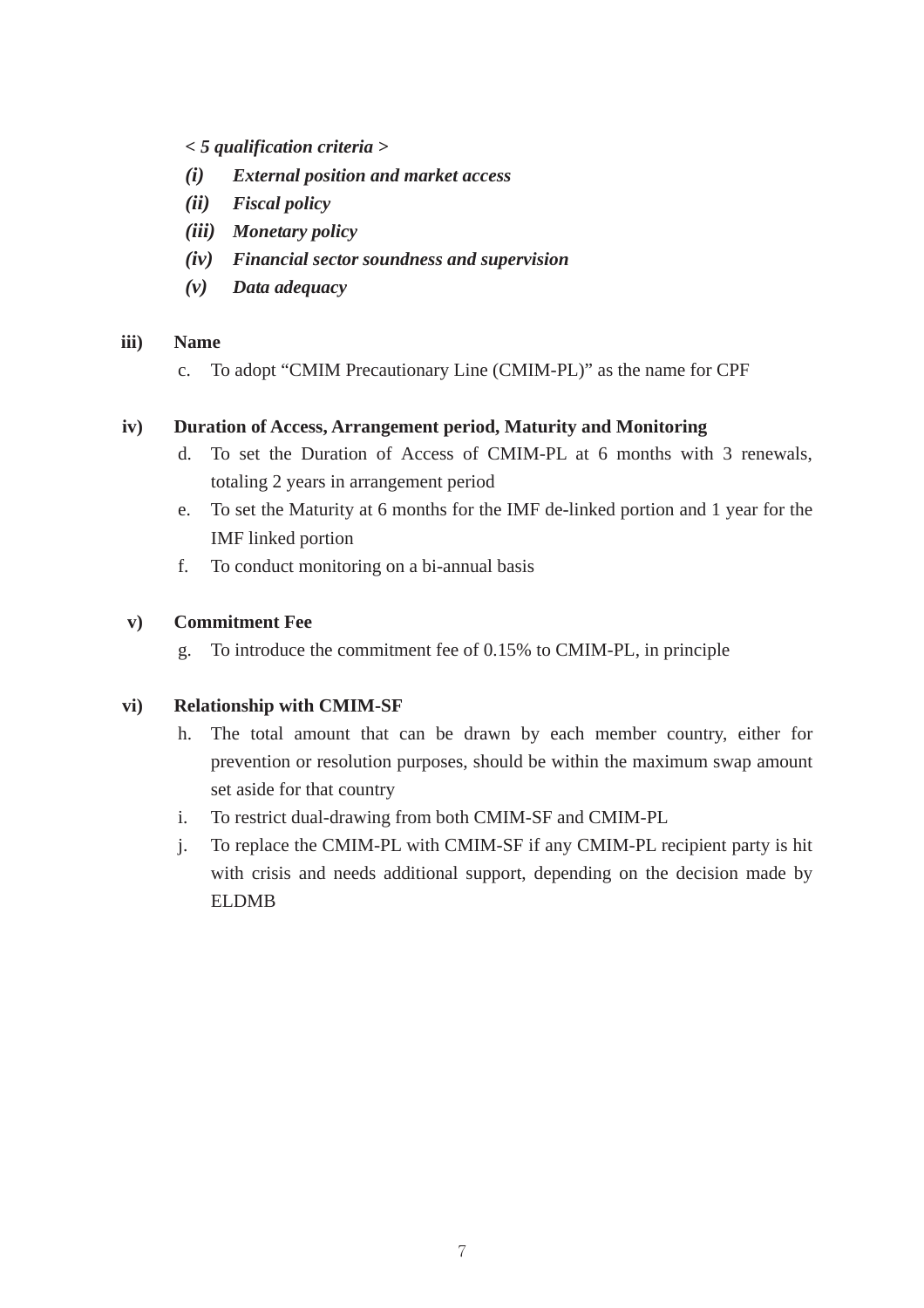***< 5 qualification criteria >***

***(i) External position and market access***

***(ii) Fiscal policy***

***(iii) Monetary policy***

***(iv) Financial sector soundness and supervision***

***(v) Data adequacy***

**iii) Name**

c. To adopt "CMIM Precautionary Line (CMIM-PL)" as the name for CPF

**iv) Duration of Access, Arrangement period, Maturity and Monitoring**

d. To set the Duration of Access of CMIM-PL at 6 months with 3 renewals, totaling 2 years in arrangement period

e. To set the Maturity at 6 months for the IMF de-linked portion and 1 year for the IMF linked portion

f. To conduct monitoring on a bi-annual basis

**v) Commitment Fee**

g. To introduce the commitment fee of 0.15% to CMIM-PL, in principle

**vi) Relationship with CMIM-SF**

h. The total amount that can be drawn by each member country, either for prevention or resolution purposes, should be within the maximum swap amount set aside for that country

i. To restrict dual-drawing from both CMIM-SF and CMIM-PL

j. To replace the CMIM-PL with CMIM-SF if any CMIM-PL recipient party is hit with crisis and needs additional support, depending on the decision made by ELDMB